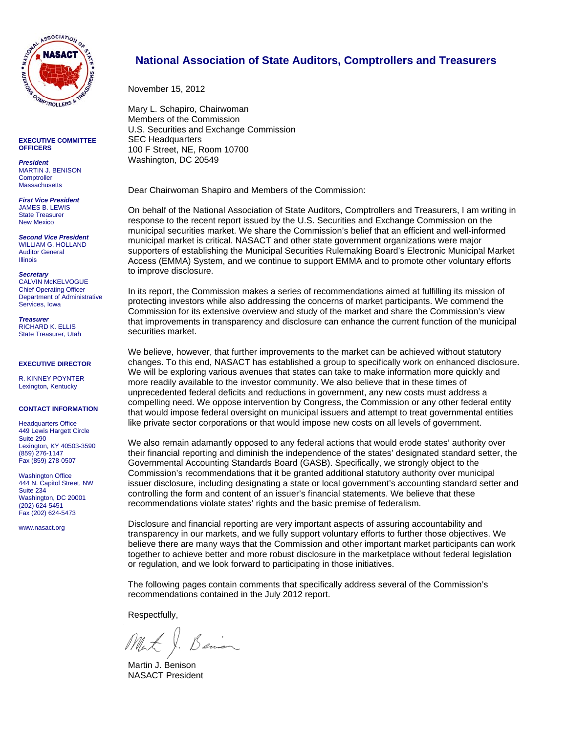# National Association of State Auditors, Comptrollers and Treasurers

**EXECUTIVE COMMITTEE OFFICERS**

***President***
MARTIN J. BENISON
Comptroller
Massachusetts

***First Vice President***
JAMES B. LEWIS
State Treasurer
New Mexico

***Second Vice President***
WILLIAM G. HOLLAND
Auditor General
Illinois

***Secretary***
CALVIN McKELVOGUE
Chief Operating Officer
Department of Administrative Services, Iowa

***Treasurer***
RICHARD K. ELLIS
State Treasurer, Utah

**EXECUTIVE DIRECTOR**

R. KINNEY POYNTER
Lexington, Kentucky

**CONTACT INFORMATION**

Headquarters Office
449 Lewis Hargett Circle
Suite 290
Lexington, KY 40503-3590
(859) 276-1147
Fax (859) 278-0507

Washington Office
444 N. Capitol Street, NW
Suite 234
Washington, DC 20001
(202) 624-5451
Fax (202) 624-5473

www.nasact.org

---

November 15, 2012

Mary L. Schapiro, Chairwoman
Members of the Commission
U.S. Securities and Exchange Commission
SEC Headquarters
100 F Street, NE, Room 10700
Washington, DC 20549

Dear Chairwoman Shapiro and Members of the Commission:

On behalf of the National Association of State Auditors, Comptrollers and Treasurers, I am writing in response to the recent report issued by the U.S. Securities and Exchange Commission on the municipal securities market. We share the Commission's belief that an efficient and well-informed municipal market is critical. NASACT and other state government organizations were major supporters of establishing the Municipal Securities Rulemaking Board's Electronic Municipal Market Access (EMMA) System, and we continue to support EMMA and to promote other voluntary efforts to improve disclosure.

In its report, the Commission makes a series of recommendations aimed at fulfilling its mission of protecting investors while also addressing the concerns of market participants. We commend the Commission for its extensive overview and study of the market and share the Commission's view that improvements in transparency and disclosure can enhance the current function of the municipal securities market.

We believe, however, that further improvements to the market can be achieved without statutory changes. To this end, NASACT has established a group to specifically work on enhanced disclosure. We will be exploring various avenues that states can take to make information more quickly and more readily available to the investor community. We also believe that in these times of unprecedented federal deficits and reductions in government, any new costs must address a compelling need. We oppose intervention by Congress, the Commission or any other federal entity that would impose federal oversight on municipal issuers and attempt to treat governmental entities like private sector corporations or that would impose new costs on all levels of government.

We also remain adamantly opposed to any federal actions that would erode states' authority over their financial reporting and diminish the independence of the states' designated standard setter, the Governmental Accounting Standards Board (GASB). Specifically, we strongly object to the Commission's recommendations that it be granted additional statutory authority over municipal issuer disclosure, including designating a state or local government's accounting standard setter and controlling the form and content of an issuer's financial statements. We believe that these recommendations violate states' rights and the basic premise of federalism.

Disclosure and financial reporting are very important aspects of assuring accountability and transparency in our markets, and we fully support voluntary efforts to further those objectives. We believe there are many ways that the Commission and other important market participants can work together to achieve better and more robust disclosure in the marketplace without federal legislation or regulation, and we look forward to participating in those initiatives.

The following pages contain comments that specifically address several of the Commission's recommendations contained in the July 2012 report.

Respectfully,

Martin J. Benison
NASACT President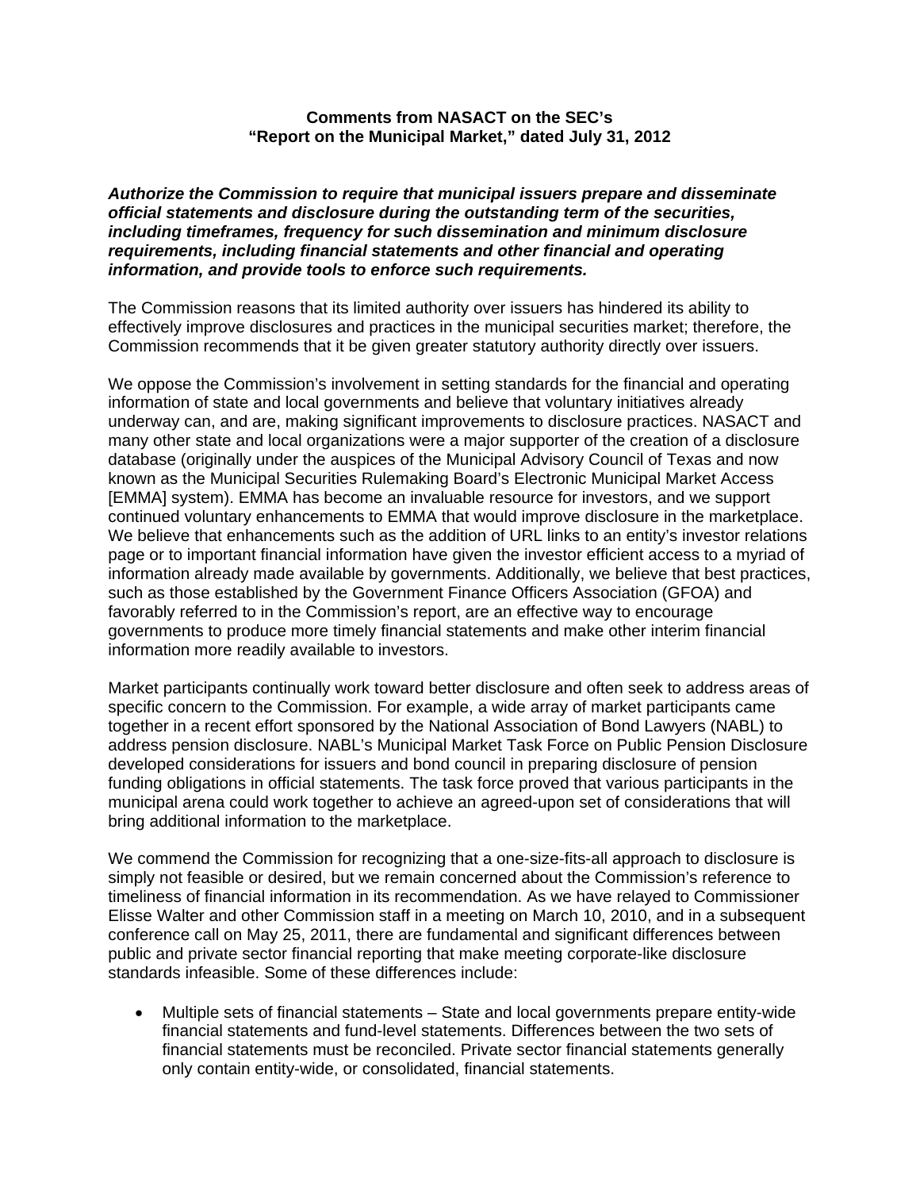**Comments from NASACT on the SEC's "Report on the Municipal Market," dated July 31, 2012**

***Authorize the Commission to require that municipal issuers prepare and disseminate official statements and disclosure during the outstanding term of the securities, including timeframes, frequency for such dissemination and minimum disclosure requirements, including financial statements and other financial and operating information, and provide tools to enforce such requirements.***

The Commission reasons that its limited authority over issuers has hindered its ability to effectively improve disclosures and practices in the municipal securities market; therefore, the Commission recommends that it be given greater statutory authority directly over issuers.

We oppose the Commission's involvement in setting standards for the financial and operating information of state and local governments and believe that voluntary initiatives already underway can, and are, making significant improvements to disclosure practices. NASACT and many other state and local organizations were a major supporter of the creation of a disclosure database (originally under the auspices of the Municipal Advisory Council of Texas and now known as the Municipal Securities Rulemaking Board's Electronic Municipal Market Access [EMMA] system). EMMA has become an invaluable resource for investors, and we support continued voluntary enhancements to EMMA that would improve disclosure in the marketplace. We believe that enhancements such as the addition of URL links to an entity's investor relations page or to important financial information have given the investor efficient access to a myriad of information already made available by governments. Additionally, we believe that best practices, such as those established by the Government Finance Officers Association (GFOA) and favorably referred to in the Commission's report, are an effective way to encourage governments to produce more timely financial statements and make other interim financial information more readily available to investors.

Market participants continually work toward better disclosure and often seek to address areas of specific concern to the Commission. For example, a wide array of market participants came together in a recent effort sponsored by the National Association of Bond Lawyers (NABL) to address pension disclosure. NABL's Municipal Market Task Force on Public Pension Disclosure developed considerations for issuers and bond council in preparing disclosure of pension funding obligations in official statements. The task force proved that various participants in the municipal arena could work together to achieve an agreed-upon set of considerations that will bring additional information to the marketplace.

We commend the Commission for recognizing that a one-size-fits-all approach to disclosure is simply not feasible or desired, but we remain concerned about the Commission's reference to timeliness of financial information in its recommendation. As we have relayed to Commissioner Elisse Walter and other Commission staff in a meeting on March 10, 2010, and in a subsequent conference call on May 25, 2011, there are fundamental and significant differences between public and private sector financial reporting that make meeting corporate-like disclosure standards infeasible. Some of these differences include:

- Multiple sets of financial statements – State and local governments prepare entity-wide financial statements and fund-level statements. Differences between the two sets of financial statements must be reconciled. Private sector financial statements generally only contain entity-wide, or consolidated, financial statements.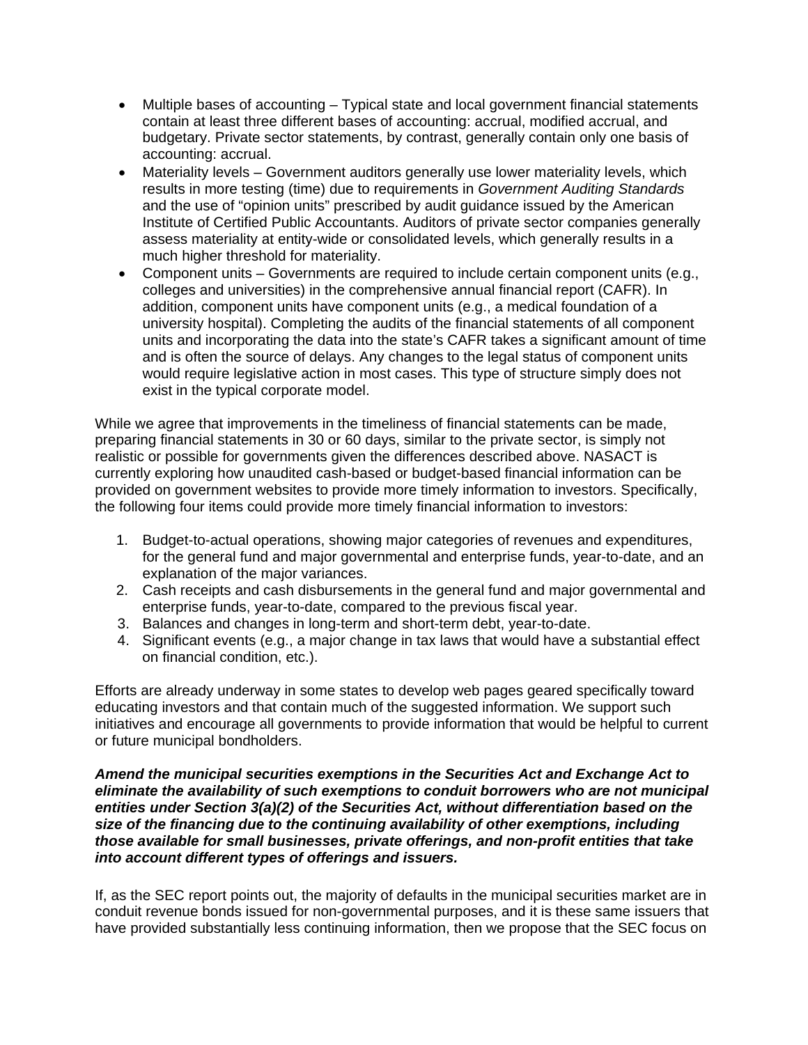- Multiple bases of accounting – Typical state and local government financial statements contain at least three different bases of accounting: accrual, modified accrual, and budgetary. Private sector statements, by contrast, generally contain only one basis of accounting: accrual.
- Materiality levels – Government auditors generally use lower materiality levels, which results in more testing (time) due to requirements in *Government Auditing Standards* and the use of "opinion units" prescribed by audit guidance issued by the American Institute of Certified Public Accountants. Auditors of private sector companies generally assess materiality at entity-wide or consolidated levels, which generally results in a much higher threshold for materiality.
- Component units – Governments are required to include certain component units (e.g., colleges and universities) in the comprehensive annual financial report (CAFR). In addition, component units have component units (e.g., a medical foundation of a university hospital). Completing the audits of the financial statements of all component units and incorporating the data into the state's CAFR takes a significant amount of time and is often the source of delays. Any changes to the legal status of component units would require legislative action in most cases. This type of structure simply does not exist in the typical corporate model.

While we agree that improvements in the timeliness of financial statements can be made, preparing financial statements in 30 or 60 days, similar to the private sector, is simply not realistic or possible for governments given the differences described above. NASACT is currently exploring how unaudited cash-based or budget-based financial information can be provided on government websites to provide more timely information to investors. Specifically, the following four items could provide more timely financial information to investors:

1. Budget-to-actual operations, showing major categories of revenues and expenditures, for the general fund and major governmental and enterprise funds, year-to-date, and an explanation of the major variances.
2. Cash receipts and cash disbursements in the general fund and major governmental and enterprise funds, year-to-date, compared to the previous fiscal year.
3. Balances and changes in long-term and short-term debt, year-to-date.
4. Significant events (e.g., a major change in tax laws that would have a substantial effect on financial condition, etc.).

Efforts are already underway in some states to develop web pages geared specifically toward educating investors and that contain much of the suggested information. We support such initiatives and encourage all governments to provide information that would be helpful to current or future municipal bondholders.

***Amend the municipal securities exemptions in the Securities Act and Exchange Act to eliminate the availability of such exemptions to conduit borrowers who are not municipal entities under Section 3(a)(2) of the Securities Act, without differentiation based on the size of the financing due to the continuing availability of other exemptions, including those available for small businesses, private offerings, and non-profit entities that take into account different types of offerings and issuers.***

If, as the SEC report points out, the majority of defaults in the municipal securities market are in conduit revenue bonds issued for non-governmental purposes, and it is these same issuers that have provided substantially less continuing information, then we propose that the SEC focus on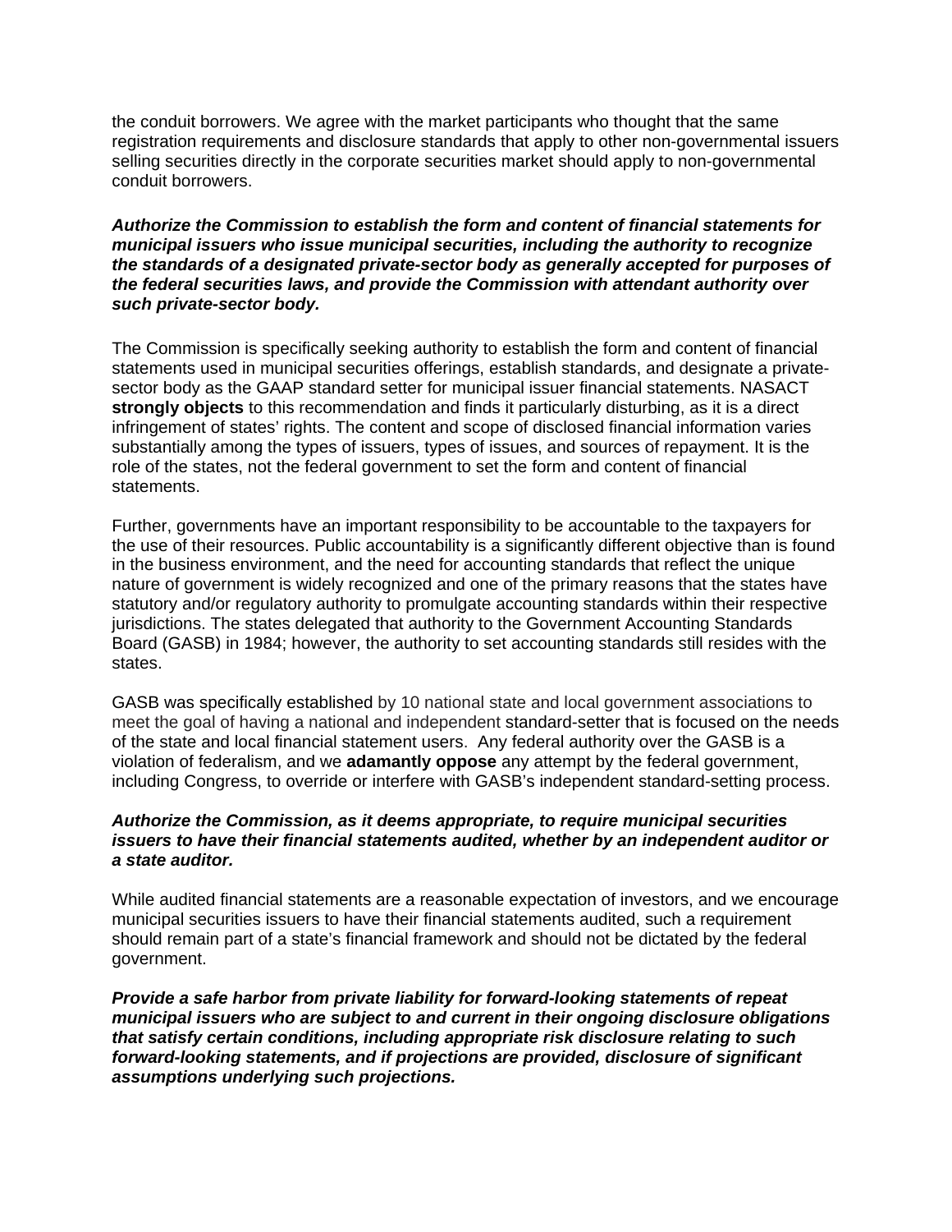the conduit borrowers. We agree with the market participants who thought that the same registration requirements and disclosure standards that apply to other non-governmental issuers selling securities directly in the corporate securities market should apply to non-governmental conduit borrowers.

***Authorize the Commission to establish the form and content of financial statements for municipal issuers who issue municipal securities, including the authority to recognize the standards of a designated private-sector body as generally accepted for purposes of the federal securities laws, and provide the Commission with attendant authority over such private-sector body.***

The Commission is specifically seeking authority to establish the form and content of financial statements used in municipal securities offerings, establish standards, and designate a private-sector body as the GAAP standard setter for municipal issuer financial statements. NASACT **strongly objects** to this recommendation and finds it particularly disturbing, as it is a direct infringement of states' rights. The content and scope of disclosed financial information varies substantially among the types of issuers, types of issues, and sources of repayment. It is the role of the states, not the federal government to set the form and content of financial statements.

Further, governments have an important responsibility to be accountable to the taxpayers for the use of their resources. Public accountability is a significantly different objective than is found in the business environment, and the need for accounting standards that reflect the unique nature of government is widely recognized and one of the primary reasons that the states have statutory and/or regulatory authority to promulgate accounting standards within their respective jurisdictions. The states delegated that authority to the Government Accounting Standards Board (GASB) in 1984; however, the authority to set accounting standards still resides with the states.

GASB was specifically established by 10 national state and local government associations to meet the goal of having a national and independent standard-setter that is focused on the needs of the state and local financial statement users. Any federal authority over the GASB is a violation of federalism, and we **adamantly oppose** any attempt by the federal government, including Congress, to override or interfere with GASB's independent standard-setting process.

***Authorize the Commission, as it deems appropriate, to require municipal securities issuers to have their financial statements audited, whether by an independent auditor or a state auditor.***

While audited financial statements are a reasonable expectation of investors, and we encourage municipal securities issuers to have their financial statements audited, such a requirement should remain part of a state's financial framework and should not be dictated by the federal government.

***Provide a safe harbor from private liability for forward-looking statements of repeat municipal issuers who are subject to and current in their ongoing disclosure obligations that satisfy certain conditions, including appropriate risk disclosure relating to such forward-looking statements, and if projections are provided, disclosure of significant assumptions underlying such projections.***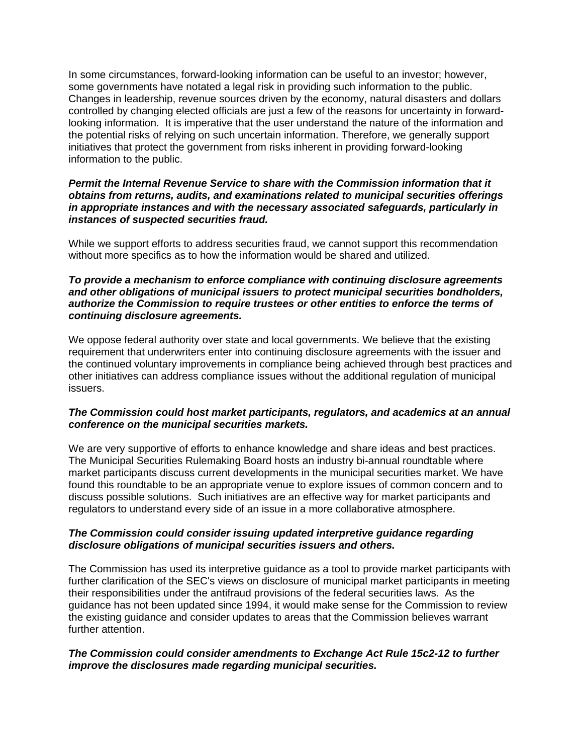In some circumstances, forward-looking information can be useful to an investor; however, some governments have notated a legal risk in providing such information to the public. Changes in leadership, revenue sources driven by the economy, natural disasters and dollars controlled by changing elected officials are just a few of the reasons for uncertainty in forward-looking information. It is imperative that the user understand the nature of the information and the potential risks of relying on such uncertain information. Therefore, we generally support initiatives that protect the government from risks inherent in providing forward-looking information to the public.

***Permit the Internal Revenue Service to share with the Commission information that it obtains from returns, audits, and examinations related to municipal securities offerings in appropriate instances and with the necessary associated safeguards, particularly in instances of suspected securities fraud.***

While we support efforts to address securities fraud, we cannot support this recommendation without more specifics as to how the information would be shared and utilized.

***To provide a mechanism to enforce compliance with continuing disclosure agreements and other obligations of municipal issuers to protect municipal securities bondholders, authorize the Commission to require trustees or other entities to enforce the terms of continuing disclosure agreements.***

We oppose federal authority over state and local governments. We believe that the existing requirement that underwriters enter into continuing disclosure agreements with the issuer and the continued voluntary improvements in compliance being achieved through best practices and other initiatives can address compliance issues without the additional regulation of municipal issuers.

***The Commission could host market participants, regulators, and academics at an annual conference on the municipal securities markets.***

We are very supportive of efforts to enhance knowledge and share ideas and best practices. The Municipal Securities Rulemaking Board hosts an industry bi-annual roundtable where market participants discuss current developments in the municipal securities market. We have found this roundtable to be an appropriate venue to explore issues of common concern and to discuss possible solutions. Such initiatives are an effective way for market participants and regulators to understand every side of an issue in a more collaborative atmosphere.

***The Commission could consider issuing updated interpretive guidance regarding disclosure obligations of municipal securities issuers and others.***

The Commission has used its interpretive guidance as a tool to provide market participants with further clarification of the SEC's views on disclosure of municipal market participants in meeting their responsibilities under the antifraud provisions of the federal securities laws. As the guidance has not been updated since 1994, it would make sense for the Commission to review the existing guidance and consider updates to areas that the Commission believes warrant further attention.

***The Commission could consider amendments to Exchange Act Rule 15c2-12 to further improve the disclosures made regarding municipal securities.***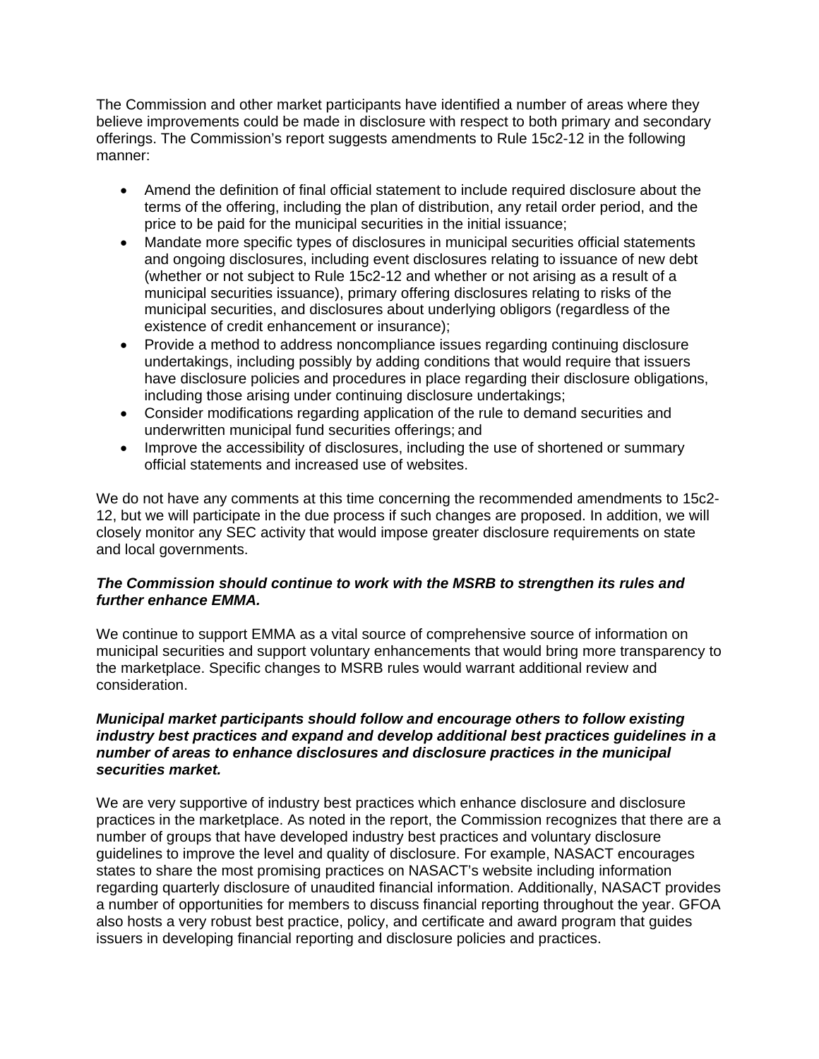The Commission and other market participants have identified a number of areas where they believe improvements could be made in disclosure with respect to both primary and secondary offerings. The Commission's report suggests amendments to Rule 15c2-12 in the following manner:

- Amend the definition of final official statement to include required disclosure about the terms of the offering, including the plan of distribution, any retail order period, and the price to be paid for the municipal securities in the initial issuance;
- Mandate more specific types of disclosures in municipal securities official statements and ongoing disclosures, including event disclosures relating to issuance of new debt (whether or not subject to Rule 15c2-12 and whether or not arising as a result of a municipal securities issuance), primary offering disclosures relating to risks of the municipal securities, and disclosures about underlying obligors (regardless of the existence of credit enhancement or insurance);
- Provide a method to address noncompliance issues regarding continuing disclosure undertakings, including possibly by adding conditions that would require that issuers have disclosure policies and procedures in place regarding their disclosure obligations, including those arising under continuing disclosure undertakings;
- Consider modifications regarding application of the rule to demand securities and underwritten municipal fund securities offerings; and
- Improve the accessibility of disclosures, including the use of shortened or summary official statements and increased use of websites.

We do not have any comments at this time concerning the recommended amendments to 15c2-12, but we will participate in the due process if such changes are proposed. In addition, we will closely monitor any SEC activity that would impose greater disclosure requirements on state and local governments.

***The Commission should continue to work with the MSRB to strengthen its rules and further enhance EMMA.***

We continue to support EMMA as a vital source of comprehensive source of information on municipal securities and support voluntary enhancements that would bring more transparency to the marketplace. Specific changes to MSRB rules would warrant additional review and consideration.

***Municipal market participants should follow and encourage others to follow existing industry best practices and expand and develop additional best practices guidelines in a number of areas to enhance disclosures and disclosure practices in the municipal securities market.***

We are very supportive of industry best practices which enhance disclosure and disclosure practices in the marketplace. As noted in the report, the Commission recognizes that there are a number of groups that have developed industry best practices and voluntary disclosure guidelines to improve the level and quality of disclosure. For example, NASACT encourages states to share the most promising practices on NASACT's website including information regarding quarterly disclosure of unaudited financial information. Additionally, NASACT provides a number of opportunities for members to discuss financial reporting throughout the year. GFOA also hosts a very robust best practice, policy, and certificate and award program that guides issuers in developing financial reporting and disclosure policies and practices.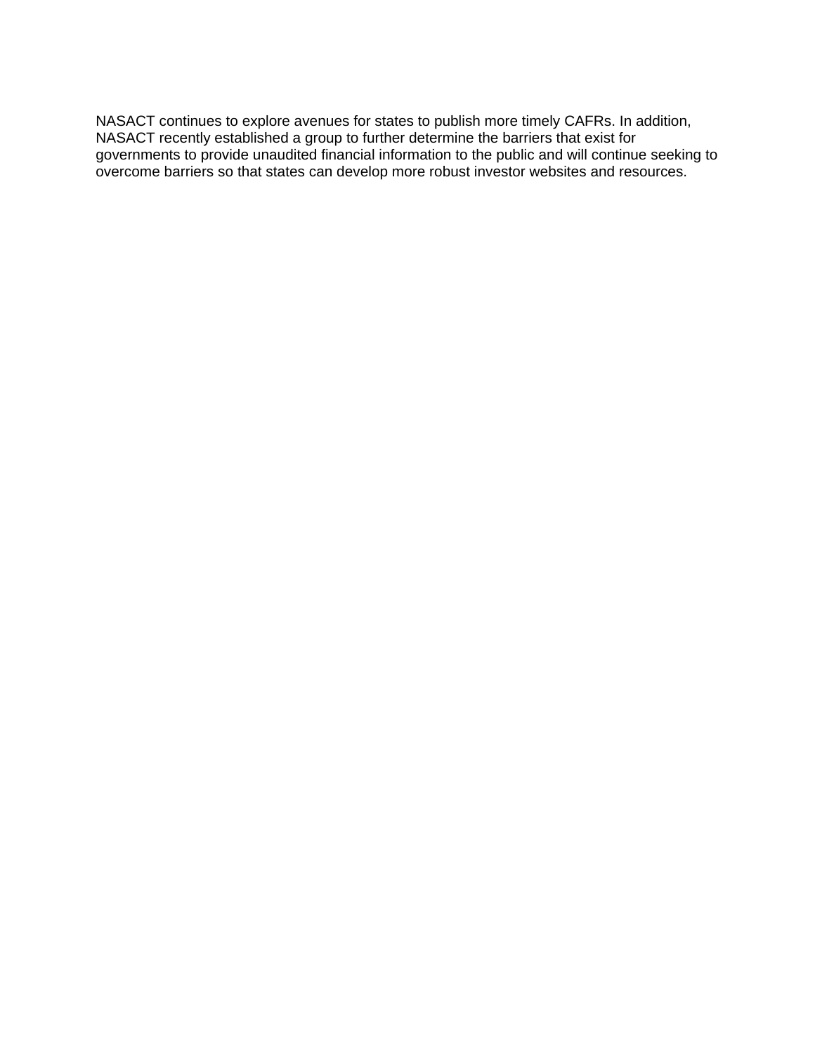NASACT continues to explore avenues for states to publish more timely CAFRs. In addition, NASACT recently established a group to further determine the barriers that exist for governments to provide unaudited financial information to the public and will continue seeking to overcome barriers so that states can develop more robust investor websites and resources.